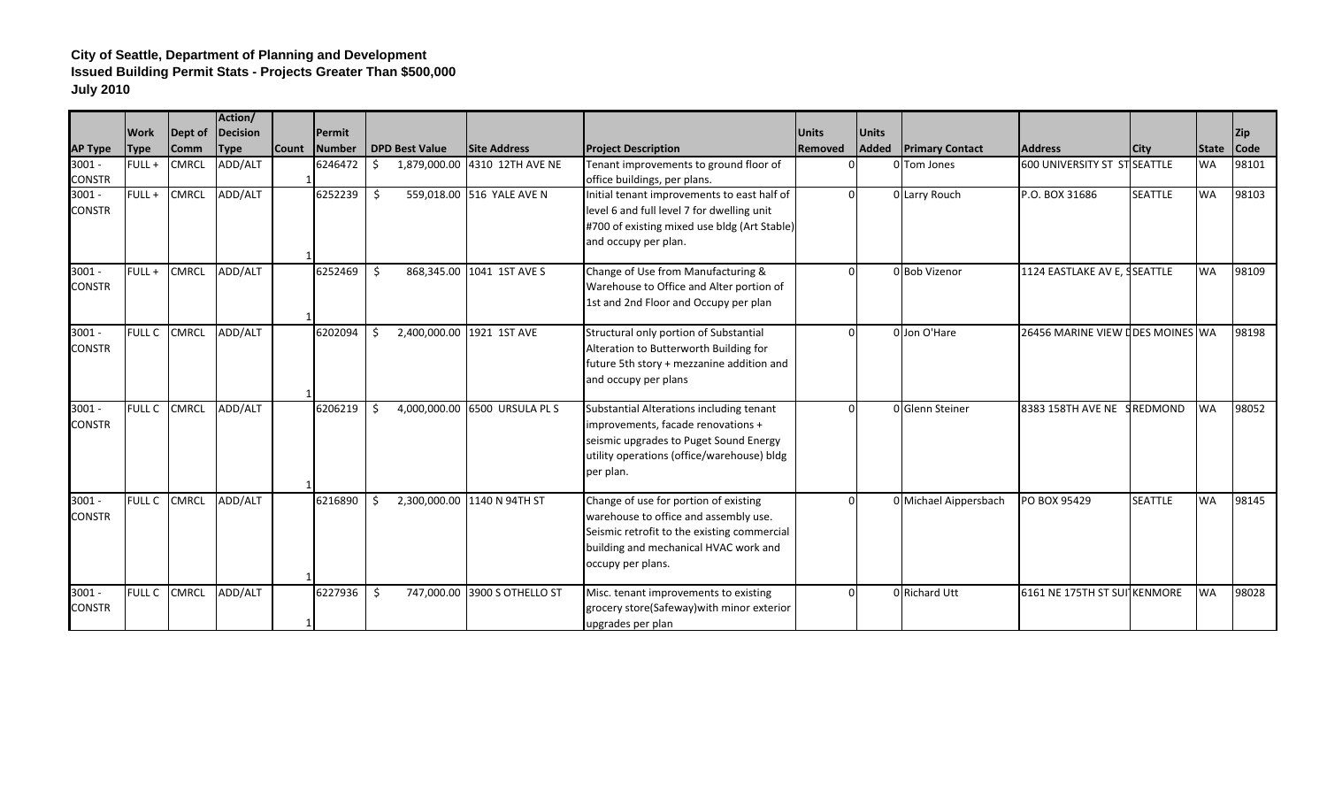**City of Seattle, Department of Planning and Development**
**Issued Building Permit Stats - Projects Greater Than $500,000**
**July 2010**

| AP Type | Work Type | Dept of Comm | Action/ Decision Type | Count | Permit Number | DPD Best Value | Site Address | Project Description | Units Removed | Units Added | Primary Contact | Address | City | State | Zip Code |
|---|---|---|---|---|---|---|---|---|---|---|---|---|---|---|---|
| 3001 - CONSTR | FULL + | CMRCL | ADD/ALT | 1 | 6246472 | $ 1,879,000.00 | 4310 12TH AVE NE | Tenant improvements to ground floor of office buildings, per plans. | 0 | 0 | Tom Jones | 600 UNIVERSITY ST ST | SEATTLE | WA | 98101 |
| 3001 - CONSTR | FULL + | CMRCL | ADD/ALT | 1 | 6252239 | $ 559,018.00 | 516 YALE AVE N | Initial tenant improvements to east half of level 6 and full level 7 for dwelling unit #700 of existing mixed use bldg (Art Stable) and occupy per plan. | 0 | 0 | Larry Rouch | P.O. BOX 31686 | SEATTLE | WA | 98103 |
| 3001 - CONSTR | FULL + | CMRCL | ADD/ALT | 1 | 6252469 | $ 868,345.00 | 1041 1ST AVE S | Change of Use from Manufacturing & Warehouse to Office and Alter portion of 1st and 2nd Floor and Occupy per plan | 0 | 0 | Bob Vizenor | 1124 EASTLAKE AV E, S | SEATTLE | WA | 98109 |
| 3001 - CONSTR | FULL C | CMRCL | ADD/ALT | 1 | 6202094 | $ 2,400,000.00 | 1921 1ST AVE | Structural only portion of Substantial Alteration to Butterworth Building for future 5th story + mezzanine addition and and occupy per plans | 0 | 0 | Jon O'Hare | 26456 MARINE VIEW D | DES MOINES | WA | 98198 |
| 3001 - CONSTR | FULL C | CMRCL | ADD/ALT | 1 | 6206219 | $ 4,000,000.00 | 6500 URSULA PL S | Substantial Alterations including tenant improvements, facade renovations + seismic upgrades to Puget Sound Energy utility operations (office/warehouse) bldg per plan. | 0 | 0 | Glenn Steiner | 8383 158TH AVE NE S | REDMOND | WA | 98052 |
| 3001 - CONSTR | FULL C | CMRCL | ADD/ALT | 1 | 6216890 | $ 2,300,000.00 | 1140 N 94TH ST | Change of use for portion of existing warehouse to office and assembly use. Seismic retrofit to the existing commercial building and mechanical HVAC work and occupy per plans. | 0 | 0 | Michael Aippersbach | PO BOX 95429 | SEATTLE | WA | 98145 |
| 3001 - CONSTR | FULL C | CMRCL | ADD/ALT | 1 | 6227936 | $ 747,000.00 | 3900 S OTHELLO ST | Misc. tenant improvements to existing grocery store(Safeway)with minor exterior upgrades per plan | 0 | 0 | Richard Utt | 6161 NE 175TH ST SUI | KENMORE | WA | 98028 |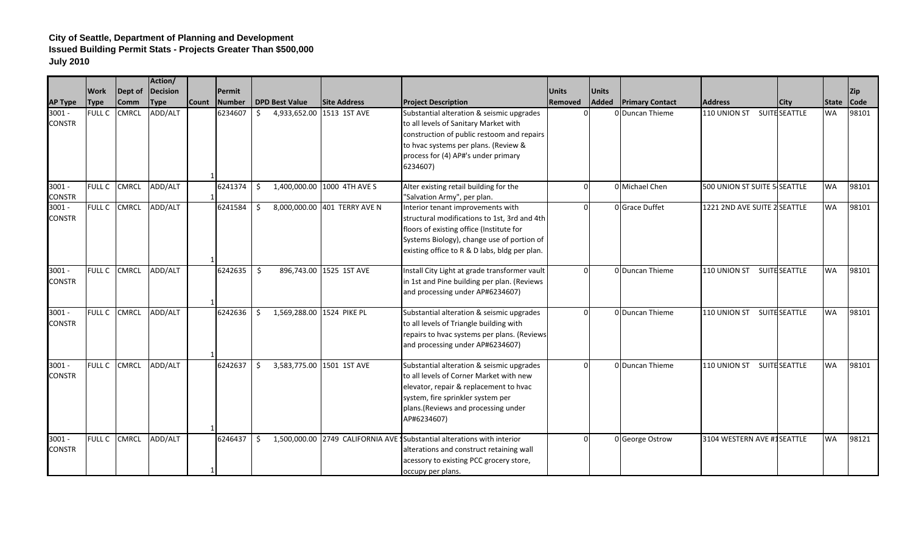**City of Seattle, Department of Planning and Development**
**Issued Building Permit Stats - Projects Greater Than $500,000**
**July 2010**

| AP Type | Work Type | Dept of Comm | Action/ Decision Type | Count | Permit Number | DPD Best Value | Site Address | Project Description | Units Removed | Units Added | Primary Contact | Address | City | State | Zip Code |
|---|---|---|---|---|---|---|---|---|---|---|---|---|---|---|---|
| 3001 - CONSTR | FULL C | CMRCL | ADD/ALT | 1 | 6234607 | $ 4,933,652.00 | 1513 1ST AVE | Substantial alteration & seismic upgrades to all levels of Sanitary Market with construction of public restoom and repairs to hvac systems per plans. (Review & process for (4) AP#'s under primary 6234607) | 0 | 0 | Duncan Thieme | 110 UNION ST SUITE | SEATTLE | WA | 98101 |
| 3001 - CONSTR | FULL C | CMRCL | ADD/ALT | 1 | 6241374 | $ 1,400,000.00 | 1000 4TH AVE S | Alter existing retail building for the "Salvation Army", per plan. | 0 | 0 | Michael Chen | 500 UNION ST SUITE 5 | SEATTLE | WA | 98101 |
| 3001 - CONSTR | FULL C | CMRCL | ADD/ALT | 1 | 6241584 | $ 8,000,000.00 | 401 TERRY AVE N | Interior tenant improvements with structural modifications to 1st, 3rd and 4th floors of existing office (Institute for Systems Biology), change use of portion of existing office to R & D labs, bldg per plan. | 0 | 0 | Grace Duffet | 1221 2ND AVE SUITE 2 | SEATTLE | WA | 98101 |
| 3001 - CONSTR | FULL C | CMRCL | ADD/ALT | 1 | 6242635 | $ 896,743.00 | 1525 1ST AVE | Install City Light at grade transformer vault in 1st and Pine building per plan. (Reviews and processing under AP#6234607) | 0 | 0 | Duncan Thieme | 110 UNION ST SUITE | SEATTLE | WA | 98101 |
| 3001 - CONSTR | FULL C | CMRCL | ADD/ALT | 1 | 6242636 | $ 1,569,288.00 | 1524 PIKE PL | Substantial alteration & seismic upgrades to all levels of Triangle building with repairs to hvac systems per plans. (Reviews and processing under AP#6234607) | 0 | 0 | Duncan Thieme | 110 UNION ST SUITE | SEATTLE | WA | 98101 |
| 3001 - CONSTR | FULL C | CMRCL | ADD/ALT | 1 | 6242637 | $ 3,583,775.00 | 1501 1ST AVE | Substantial alteration & seismic upgrades to all levels of Corner Market with new elevator, repair & replacement to hvac system, fire sprinkler system per plans.(Reviews and processing under AP#6234607) | 0 | 0 | Duncan Thieme | 110 UNION ST SUITE | SEATTLE | WA | 98101 |
| 3001 - CONSTR | FULL C | CMRCL | ADD/ALT | 1 | 6246437 | $ 1,500,000.00 | 2749 CALIFORNIA AVE | Substantial alterations with interior alterations and construct retaining wall acessory to existing PCC grocery store, occupy per plans. | 0 | 0 | George Ostrow | 3104 WESTERN AVE #1 | SEATTLE | WA | 98121 |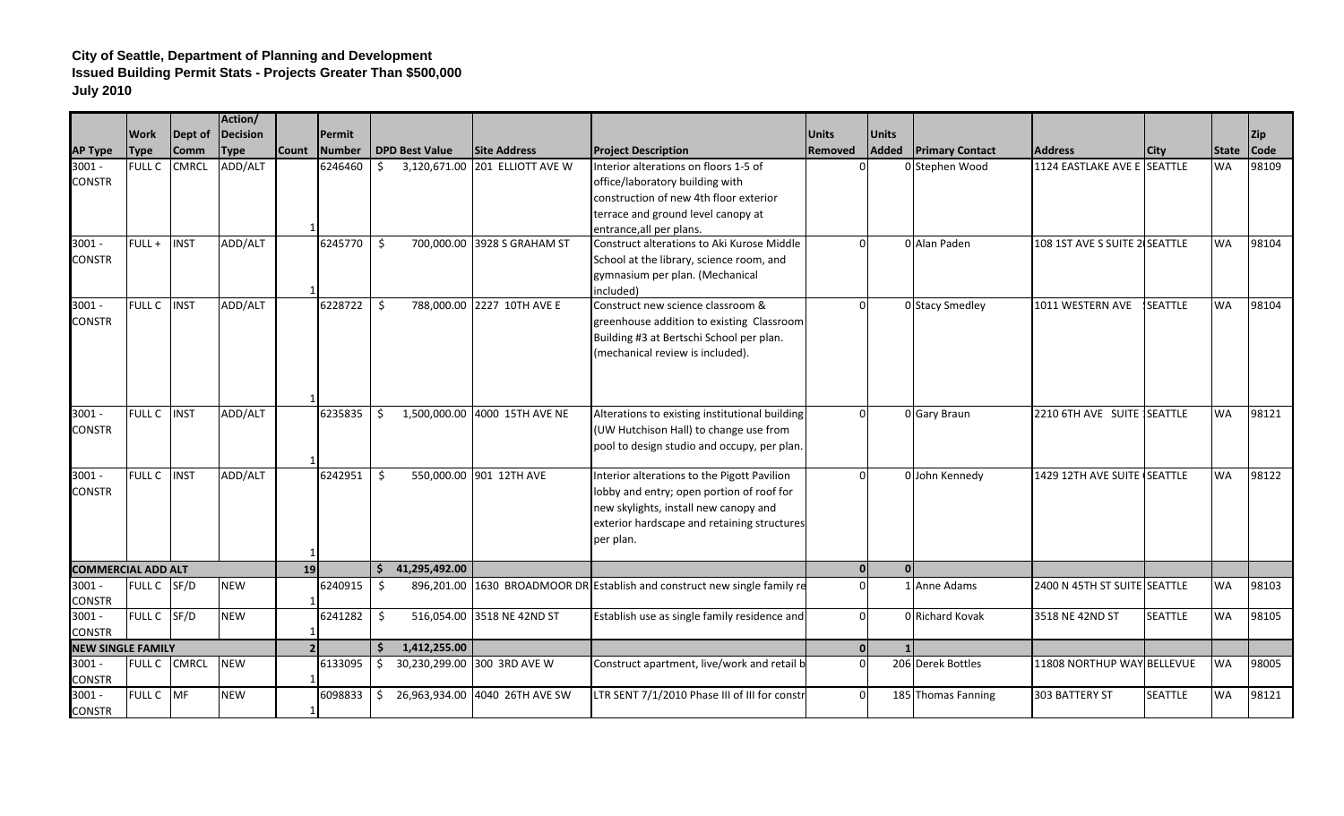**City of Seattle, Department of Planning and Development**
**Issued Building Permit Stats - Projects Greater Than $500,000**
**July 2010**

| AP Type | Work Type | Dept of Comm | Action/ Decision Type | Count | Permit Number | DPD Best Value | Site Address | Project Description | Units Removed | Units Added | Primary Contact | Address | City | State | Zip Code |
|---|---|---|---|---|---|---|---|---|---|---|---|---|---|---|---|
| 3001 - CONSTR | FULL C | CMRCL | ADD/ALT | 1 | 6246460 | $ 3,120,671.00 | 201 ELLIOTT AVE W | Interior alterations on floors 1-5 of office/laboratory building with construction of new 4th floor exterior terrace and ground level canopy at entrance,all per plans. | 0 | 0 | Stephen Wood | 1124 EASTLAKE AVE E | SEATTLE | WA | 98109 |
| 3001 - CONSTR | FULL + | INST | ADD/ALT | 1 | 6245770 | $ 700,000.00 | 3928 S GRAHAM ST | Construct alterations to Aki Kurose Middle School at the library, science room, and gymnasium per plan. (Mechanical included) | 0 | 0 | Alan Paden | 108 1ST AVE S SUITE 2 | SEATTLE | WA | 98104 |
| 3001 - CONSTR | FULL C | INST | ADD/ALT | 1 | 6228722 | $ 788,000.00 | 2227 10TH AVE E | Construct new science classroom & greenhouse addition to existing Classroom Building #3 at Bertschi School per plan. (mechanical review is included). | 0 | 0 | Stacy Smedley | 1011 WESTERN AVE | SEATTLE | WA | 98104 |
| 3001 - CONSTR | FULL C | INST | ADD/ALT | 1 | 6235835 | $ 1,500,000.00 | 4000 15TH AVE NE | Alterations to existing institutional building (UW Hutchison Hall) to change use from pool to design studio and occupy, per plan. | 0 | 0 | Gary Braun | 2210 6TH AVE SUITE | SEATTLE | WA | 98121 |
| 3001 - CONSTR | FULL C | INST | ADD/ALT | 1 | 6242951 | $ 550,000.00 | 901 12TH AVE | Interior alterations to the Pigott Pavilion lobby and entry; open portion of roof for new skylights, install new canopy and exterior hardscape and retaining structures per plan. | 0 | 0 | John Kennedy | 1429 12TH AVE SUITE | SEATTLE | WA | 98122 |
| **COMMERCIAL ADD ALT** | | | | **19** | | **$ 41,295,492.00** | | | **0** | **0** | | | | | |
| 3001 - CONSTR | FULL C | SF/D | NEW | 1 | 6240915 | $ 896,201.00 | 1630 BROADMOOR DR | Establish use and construct new single family re | 0 | 1 | Anne Adams | 2400 N 45TH ST SUITE | SEATTLE | WA | 98103 |
| 3001 - CONSTR | FULL C | SF/D | NEW | 1 | 6241282 | $ 516,054.00 | 3518 NE 42ND ST | Establish use as single family residence and | 0 | 0 | Richard Kovak | 3518 NE 42ND ST | SEATTLE | WA | 98105 |
| **NEW SINGLE FAMILY** | | | | **2** | | **$ 1,412,255.00** | | | **0** | **1** | | | | | |
| 3001 - CONSTR | FULL C | CMRCL | NEW | 1 | 6133095 | $ 30,230,299.00 | 300 3RD AVE W | Construct apartment, live/work and retail b | 0 | 206 | Derek Bottles | 11808 NORTHUP WAY | BELLEVUE | WA | 98005 |
| 3001 - CONSTR | FULL C | MF | NEW | 1 | 6098833 | $ 26,963,934.00 | 4040 26TH AVE SW | LTR SENT 7/1/2010 Phase III of III for constr | 0 | 185 | Thomas Fanning | 303 BATTERY ST | SEATTLE | WA | 98121 |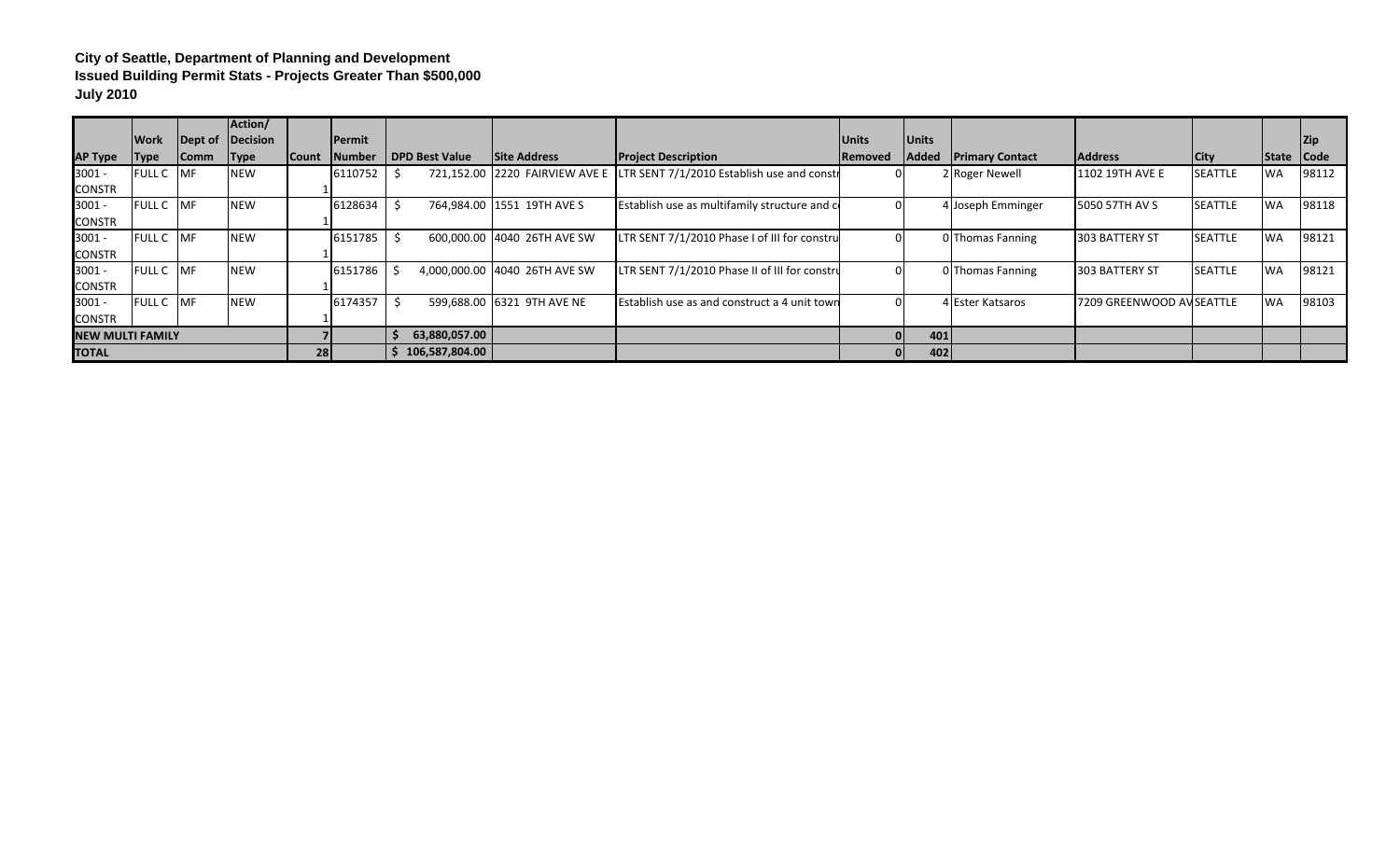**City of Seattle, Department of Planning and Development**
**Issued Building Permit Stats - Projects Greater Than $500,000**
**July 2010**

| AP Type | Work Type | Dept of Comm | Action/ Decision Type | Count | Permit Number | DPD Best Value | Site Address | Project Description | Units Removed | Units Added | Primary Contact | Address | City | State | Zip Code |
|---|---|---|---|---|---|---|---|---|---|---|---|---|---|---|---|
| 3001 - CONSTR | FULL C | MF | NEW | 1 | 6110752 | $ 721,152.00 | 2220 FAIRVIEW AVE E | LTR SENT 7/1/2010 Establish use and constr | 0 | 2 | Roger Newell | 1102 19TH AVE E | SEATTLE | WA | 98112 |
| 3001 - CONSTR | FULL C | MF | NEW | 1 | 6128634 | $ 764,984.00 | 1551 19TH AVE S | Establish use as multifamily structure and c | 0 | 4 | Joseph Emminger | 5050 57TH AV S | SEATTLE | WA | 98118 |
| 3001 - CONSTR | FULL C | MF | NEW | 1 | 6151785 | $ 600,000.00 | 4040 26TH AVE SW | LTR SENT 7/1/2010 Phase I of III for constru | 0 | 0 | Thomas Fanning | 303 BATTERY ST | SEATTLE | WA | 98121 |
| 3001 - CONSTR | FULL C | MF | NEW | 1 | 6151786 | $ 4,000,000.00 | 4040 26TH AVE SW | LTR SENT 7/1/2010 Phase II of III for constru | 0 | 0 | Thomas Fanning | 303 BATTERY ST | SEATTLE | WA | 98121 |
| 3001 - CONSTR | FULL C | MF | NEW | 1 | 6174357 | $ 599,688.00 | 6321 9TH AVE NE | Establish use as and construct a 4 unit town | 0 | 4 | Ester Katsaros | 7209 GREENWOOD AV | SEATTLE | WA | 98103 |
| **NEW MULTI FAMILY** | | | | **7** | | **$ 63,880,057.00** | | | **0** | **401** | | | | | |
| **TOTAL** | | | | **28** | | **$ 106,587,804.00** | | | **0** | **402** | | | | | |